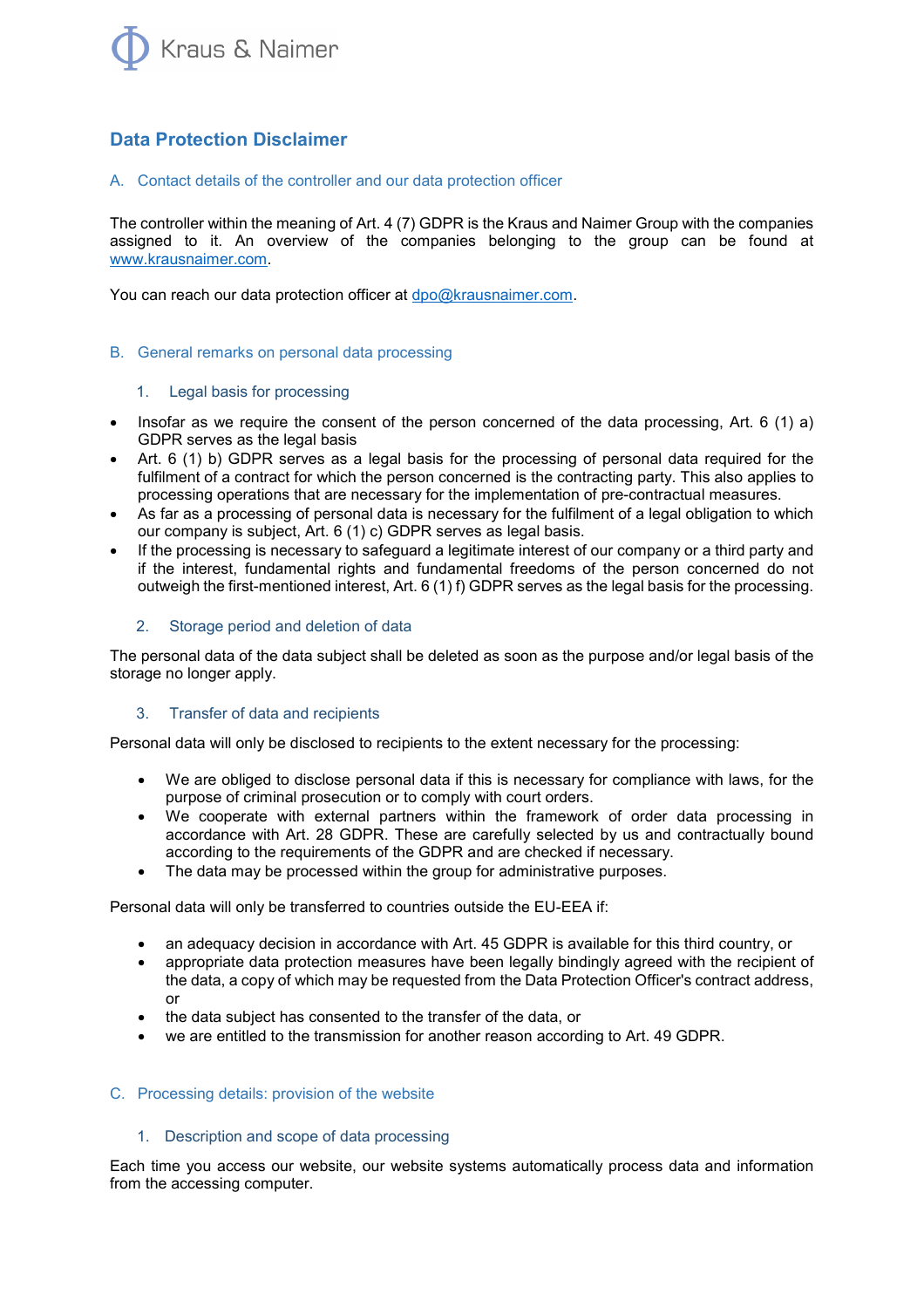Kraus & Naimer

# Data Protection Disclaimer

## A. Contact details of the controller and our data protection officer

The controller within the meaning of Art. 4 (7) GDPR is the Kraus and Naimer Group with the companies assigned to it. An overview of the companies belonging to the group can be found at www.krausnaimer.com.

You can reach our data protection officer at dpo@krausnaimer.com.

## B. General remarks on personal data processing

### 1. Legal basis for processing

- Insofar as we require the consent of the person concerned of the data processing, Art. 6 (1) a) GDPR serves as the legal basis
- Art. 6 (1) b) GDPR serves as a legal basis for the processing of personal data required for the fulfilment of a contract for which the person concerned is the contracting party. This also applies to processing operations that are necessary for the implementation of pre-contractual measures.
- As far as a processing of personal data is necessary for the fulfilment of a legal obligation to which our company is subject, Art. 6 (1) c) GDPR serves as legal basis.
- If the processing is necessary to safeguard a legitimate interest of our company or a third party and if the interest, fundamental rights and fundamental freedoms of the person concerned do not outweigh the first-mentioned interest, Art. 6 (1) f) GDPR serves as the legal basis for the processing.

### 2. Storage period and deletion of data

The personal data of the data subject shall be deleted as soon as the purpose and/or legal basis of the storage no longer apply.

### 3. Transfer of data and recipients

Personal data will only be disclosed to recipients to the extent necessary for the processing:

- We are obliged to disclose personal data if this is necessary for compliance with laws, for the purpose of criminal prosecution or to comply with court orders.
- We cooperate with external partners within the framework of order data processing in accordance with Art. 28 GDPR. These are carefully selected by us and contractually bound according to the requirements of the GDPR and are checked if necessary.
- The data may be processed within the group for administrative purposes.

Personal data will only be transferred to countries outside the EU-EEA if:

- an adequacy decision in accordance with Art. 45 GDPR is available for this third country, or
- appropriate data protection measures have been legally bindingly agreed with the recipient of the data, a copy of which may be requested from the Data Protection Officer's contract address, or
- the data subject has consented to the transfer of the data, or
- we are entitled to the transmission for another reason according to Art. 49 GDPR.

## C. Processing details: provision of the website

### 1. Description and scope of data processing

Each time you access our website, our website systems automatically process data and information from the accessing computer.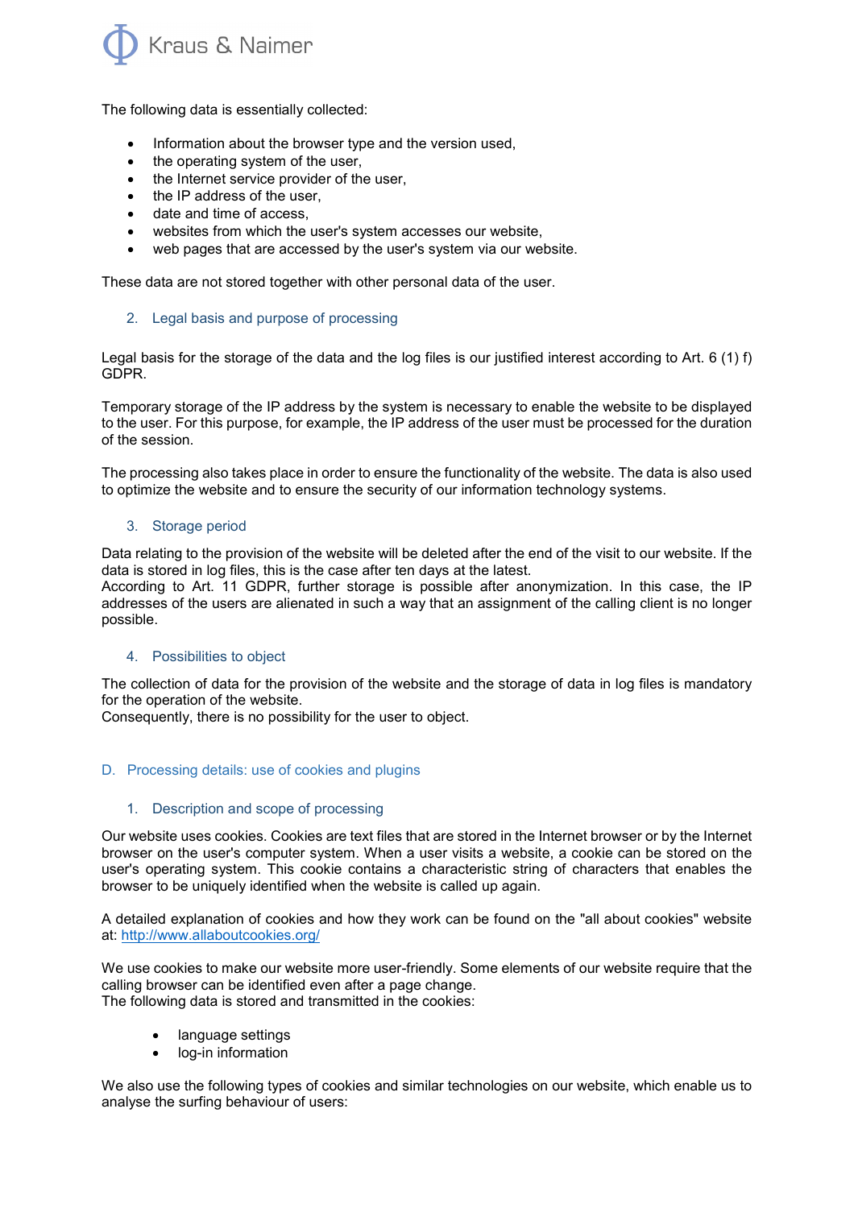The following data is essentially collected:

- Information about the browser type and the version used,
- the operating system of the user,
- the Internet service provider of the user,
- the IP address of the user,
- date and time of access,
- websites from which the user's system accesses our website,
- web pages that are accessed by the user's system via our website.

These data are not stored together with other personal data of the user.

### 2. Legal basis and purpose of processing

Legal basis for the storage of the data and the log files is our justified interest according to Art. 6 (1) f) GDPR.

Temporary storage of the IP address by the system is necessary to enable the website to be displayed to the user. For this purpose, for example, the IP address of the user must be processed for the duration of the session.

The processing also takes place in order to ensure the functionality of the website. The data is also used to optimize the website and to ensure the security of our information technology systems.

### 3. Storage period

Data relating to the provision of the website will be deleted after the end of the visit to our website. If the data is stored in log files, this is the case after ten days at the latest.
According to Art. 11 GDPR, further storage is possible after anonymization. In this case, the IP addresses of the users are alienated in such a way that an assignment of the calling client is no longer possible.

### 4. Possibilities to object

The collection of data for the provision of the website and the storage of data in log files is mandatory for the operation of the website.
Consequently, there is no possibility for the user to object.

## D. Processing details: use of cookies and plugins

### 1. Description and scope of processing

Our website uses cookies. Cookies are text files that are stored in the Internet browser or by the Internet browser on the user's computer system. When a user visits a website, a cookie can be stored on the user's operating system. This cookie contains a characteristic string of characters that enables the browser to be uniquely identified when the website is called up again.

A detailed explanation of cookies and how they work can be found on the "all about cookies" website at: [http://www.allaboutcookies.org/](http://www.allaboutcookies.org/)

We use cookies to make our website more user-friendly. Some elements of our website require that the calling browser can be identified even after a page change.
The following data is stored and transmitted in the cookies:

- language settings
- log-in information

We also use the following types of cookies and similar technologies on our website, which enable us to analyse the surfing behaviour of users: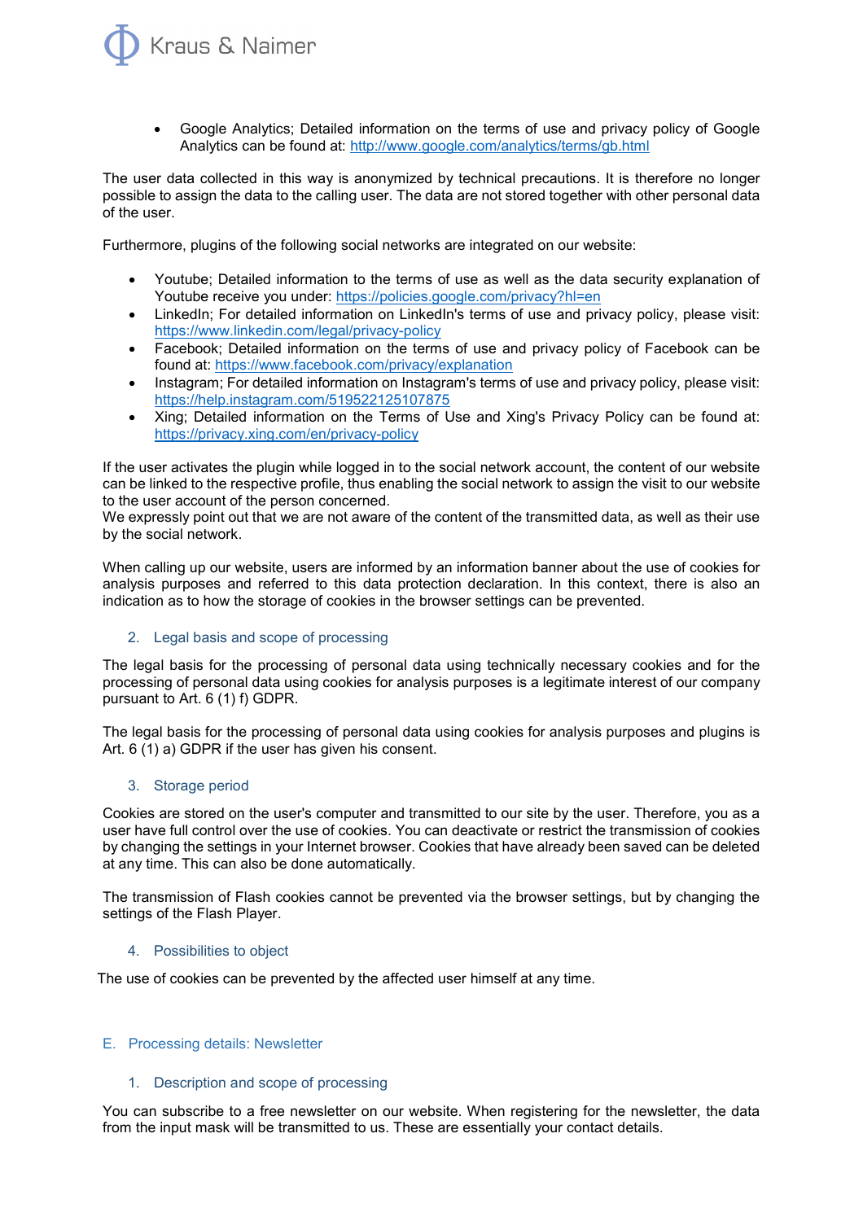- Google Analytics; Detailed information on the terms of use and privacy policy of Google Analytics can be found at: http://www.google.com/analytics/terms/gb.html

The user data collected in this way is anonymized by technical precautions. It is therefore no longer possible to assign the data to the calling user. The data are not stored together with other personal data of the user.

Furthermore, plugins of the following social networks are integrated on our website:

- Youtube; Detailed information to the terms of use as well as the data security explanation of Youtube receive you under: https://policies.google.com/privacy?hl=en
- LinkedIn; For detailed information on LinkedIn's terms of use and privacy policy, please visit: https://www.linkedin.com/legal/privacy-policy
- Facebook; Detailed information on the terms of use and privacy policy of Facebook can be found at: https://www.facebook.com/privacy/explanation
- Instagram; For detailed information on Instagram's terms of use and privacy policy, please visit: https://help.instagram.com/519522125107875
- Xing; Detailed information on the Terms of Use and Xing's Privacy Policy can be found at: https://privacy.xing.com/en/privacy-policy

If the user activates the plugin while logged in to the social network account, the content of our website can be linked to the respective profile, thus enabling the social network to assign the visit to our website to the user account of the person concerned.
We expressly point out that we are not aware of the content of the transmitted data, as well as their use by the social network.

When calling up our website, users are informed by an information banner about the use of cookies for analysis purposes and referred to this data protection declaration. In this context, there is also an indication as to how the storage of cookies in the browser settings can be prevented.

### 2. Legal basis and scope of processing

The legal basis for the processing of personal data using technically necessary cookies and for the processing of personal data using cookies for analysis purposes is a legitimate interest of our company pursuant to Art. 6 (1) f) GDPR.

The legal basis for the processing of personal data using cookies for analysis purposes and plugins is Art. 6 (1) a) GDPR if the user has given his consent.

### 3. Storage period

Cookies are stored on the user's computer and transmitted to our site by the user. Therefore, you as a user have full control over the use of cookies. You can deactivate or restrict the transmission of cookies by changing the settings in your Internet browser. Cookies that have already been saved can be deleted at any time. This can also be done automatically.

The transmission of Flash cookies cannot be prevented via the browser settings, but by changing the settings of the Flash Player.

### 4. Possibilities to object

The use of cookies can be prevented by the affected user himself at any time.

## E. Processing details: Newsletter

### 1. Description and scope of processing

You can subscribe to a free newsletter on our website. When registering for the newsletter, the data from the input mask will be transmitted to us. These are essentially your contact details.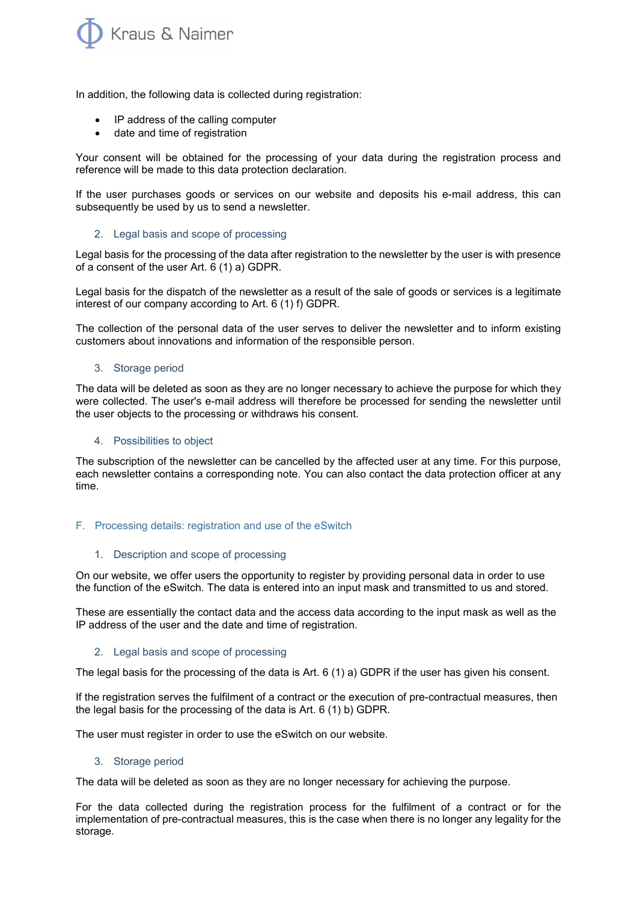In addition, the following data is collected during registration:

- IP address of the calling computer
- date and time of registration

Your consent will be obtained for the processing of your data during the registration process and reference will be made to this data protection declaration.

If the user purchases goods or services on our website and deposits his e-mail address, this can subsequently be used by us to send a newsletter.

### 2. Legal basis and scope of processing

Legal basis for the processing of the data after registration to the newsletter by the user is with presence of a consent of the user Art. 6 (1) a) GDPR.

Legal basis for the dispatch of the newsletter as a result of the sale of goods or services is a legitimate interest of our company according to Art. 6 (1) f) GDPR.

The collection of the personal data of the user serves to deliver the newsletter and to inform existing customers about innovations and information of the responsible person.

### 3. Storage period

The data will be deleted as soon as they are no longer necessary to achieve the purpose for which they were collected. The user's e-mail address will therefore be processed for sending the newsletter until the user objects to the processing or withdraws his consent.

### 4. Possibilities to object

The subscription of the newsletter can be cancelled by the affected user at any time. For this purpose, each newsletter contains a corresponding note. You can also contact the data protection officer at any time.

## F. Processing details: registration and use of the eSwitch

### 1. Description and scope of processing

On our website, we offer users the opportunity to register by providing personal data in order to use the function of the eSwitch. The data is entered into an input mask and transmitted to us and stored.

These are essentially the contact data and the access data according to the input mask as well as the IP address of the user and the date and time of registration.

### 2. Legal basis and scope of processing

The legal basis for the processing of the data is Art. 6 (1) a) GDPR if the user has given his consent.

If the registration serves the fulfilment of a contract or the execution of pre-contractual measures, then the legal basis for the processing of the data is Art. 6 (1) b) GDPR.

The user must register in order to use the eSwitch on our website.

### 3. Storage period

The data will be deleted as soon as they are no longer necessary for achieving the purpose.

For the data collected during the registration process for the fulfilment of a contract or for the implementation of pre-contractual measures, this is the case when there is no longer any legality for the storage.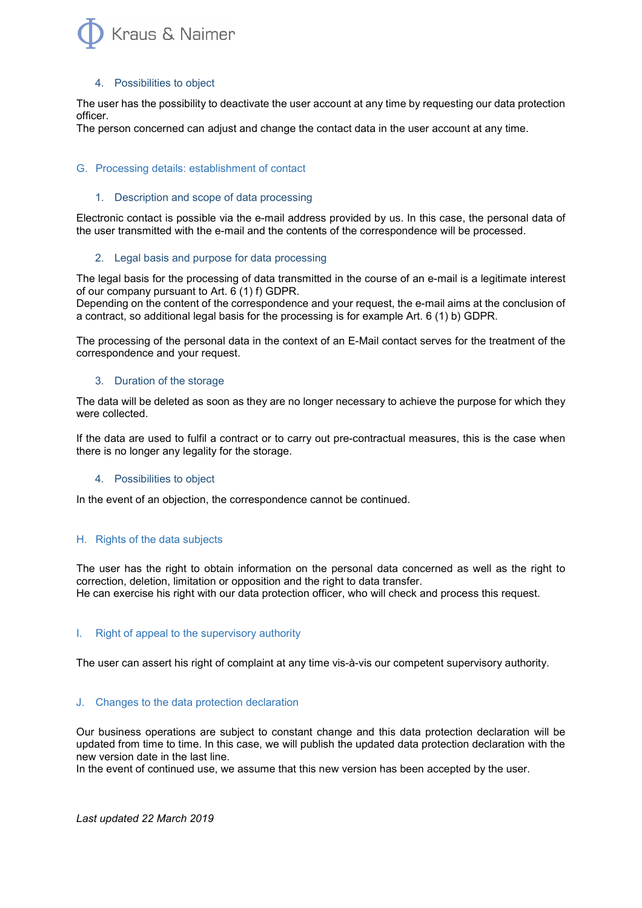### 4. Possibilities to object

The user has the possibility to deactivate the user account at any time by requesting our data protection officer.
The person concerned can adjust and change the contact data in the user account at any time.

## G. Processing details: establishment of contact

### 1. Description and scope of data processing

Electronic contact is possible via the e-mail address provided by us. In this case, the personal data of the user transmitted with the e-mail and the contents of the correspondence will be processed.

### 2. Legal basis and purpose for data processing

The legal basis for the processing of data transmitted in the course of an e-mail is a legitimate interest of our company pursuant to Art. 6 (1) f) GDPR.
Depending on the content of the correspondence and your request, the e-mail aims at the conclusion of a contract, so additional legal basis for the processing is for example Art. 6 (1) b) GDPR.

The processing of the personal data in the context of an E-Mail contact serves for the treatment of the correspondence and your request.

### 3. Duration of the storage

The data will be deleted as soon as they are no longer necessary to achieve the purpose for which they were collected.

If the data are used to fulfil a contract or to carry out pre-contractual measures, this is the case when there is no longer any legality for the storage.

### 4. Possibilities to object

In the event of an objection, the correspondence cannot be continued.

## H. Rights of the data subjects

The user has the right to obtain information on the personal data concerned as well as the right to correction, deletion, limitation or opposition and the right to data transfer.
He can exercise his right with our data protection officer, who will check and process this request.

## I. Right of appeal to the supervisory authority

The user can assert his right of complaint at any time vis-à-vis our competent supervisory authority.

## J. Changes to the data protection declaration

Our business operations are subject to constant change and this data protection declaration will be updated from time to time. In this case, we will publish the updated data protection declaration with the new version date in the last line.
In the event of continued use, we assume that this new version has been accepted by the user.

*Last updated 22 March 2019*